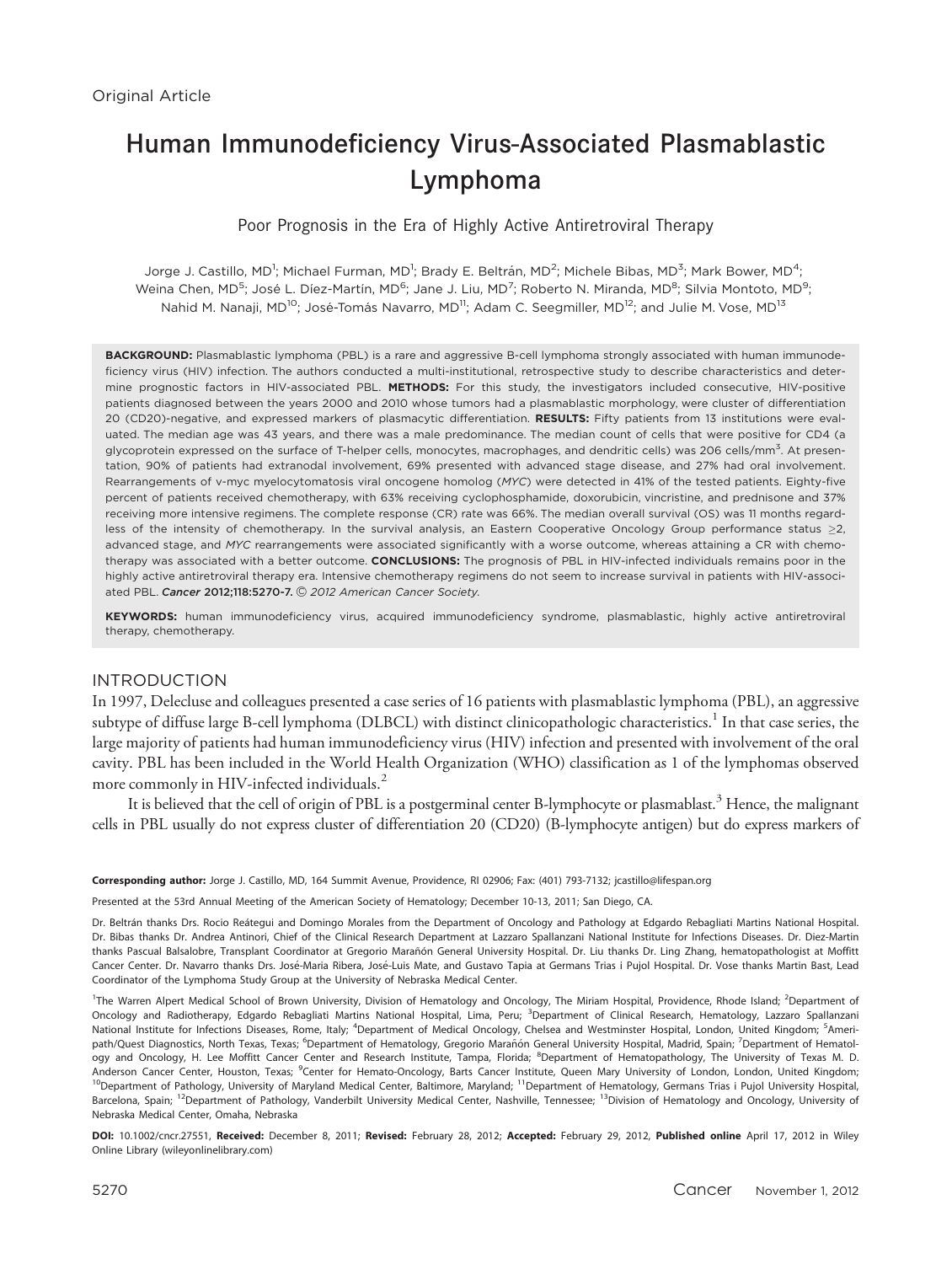Original Article

# Human Immunodeficiency Virus-Associated Plasmablastic Lymphoma

## Poor Prognosis in the Era of Highly Active Antiretroviral Therapy

Jorge J. Castillo, MD[1]; Michael Furman, MD[1]; Brady E. Beltrán, MD[2]; Michele Bibas, MD[3]; Mark Bower, MD[4]; Weina Chen, MD[5]; José L. Díez-Martín, MD[6]; Jane J. Liu, MD[7]; Roberto N. Miranda, MD[8]; Silvia Montoto, MD[9]; Nahid M. Nanaji, MD[10]; José-Tomás Navarro, MD[11]; Adam C. Seegmiller, MD[12]; and Julie M. Vose, MD[13]

**BACKGROUND:** Plasmablastic lymphoma (PBL) is a rare and aggressive B-cell lymphoma strongly associated with human immunodeficiency virus (HIV) infection. The authors conducted a multi-institutional, retrospective study to describe characteristics and determine prognostic factors in HIV-associated PBL. **METHODS:** For this study, the investigators included consecutive, HIV-positive patients diagnosed between the years 2000 and 2010 whose tumors had a plasmablastic morphology, were cluster of differentiation 20 (CD20)-negative, and expressed markers of plasmacytic differentiation. **RESULTS:** Fifty patients from 13 institutions were evaluated. The median age was 43 years, and there was a male predominance. The median count of cells that were positive for CD4 (a glycoprotein expressed on the surface of T-helper cells, monocytes, macrophages, and dendritic cells) was 206 cells/mm$^3$. At presentation, 90% of patients had extranodal involvement, 69% presented with advanced stage disease, and 27% had oral involvement. Rearrangements of v-myc myelocytomatosis viral oncogene homolog (*MYC*) were detected in 41% of the tested patients. Eighty-five percent of patients received chemotherapy, with 63% receiving cyclophosphamide, doxorubicin, vincristine, and prednisone and 37% receiving more intensive regimens. The complete response (CR) rate was 66%. The median overall survival (OS) was 11 months regardless of the intensity of chemotherapy. In the survival analysis, an Eastern Cooperative Oncology Group performance status ≥2, advanced stage, and *MYC* rearrangements were associated significantly with a worse outcome, whereas attaining a CR with chemotherapy was associated with a better outcome. **CONCLUSIONS:** The prognosis of PBL in HIV-infected individuals remains poor in the highly active antiretroviral therapy era. Intensive chemotherapy regimens do not seem to increase survival in patients with HIV-associated PBL. *Cancer* **2012;118:5270-7.** © *2012 American Cancer Society.*

**KEYWORDS:** human immunodeficiency virus, acquired immunodeficiency syndrome, plasmablastic, highly active antiretroviral therapy, chemotherapy.

## INTRODUCTION

In 1997, Delecluse and colleagues presented a case series of 16 patients with plasmablastic lymphoma (PBL), an aggressive subtype of diffuse large B-cell lymphoma (DLBCL) with distinct clinicopathologic characteristics.[1] In that case series, the large majority of patients had human immunodeficiency virus (HIV) infection and presented with involvement of the oral cavity. PBL has been included in the World Health Organization (WHO) classification as 1 of the lymphomas observed more commonly in HIV-infected individuals.[2]

It is believed that the cell of origin of PBL is a postgerminal center B-lymphocyte or plasmablast.[3] Hence, the malignant cells in PBL usually do not express cluster of differentiation 20 (CD20) (B-lymphocyte antigen) but do express markers of

---

**Corresponding author:** Jorge J. Castillo, MD, 164 Summit Avenue, Providence, RI 02906; Fax: (401) 793-7132; jcastillo@lifespan.org

Presented at the 53rd Annual Meeting of the American Society of Hematology; December 10-13, 2011; San Diego, CA.

Dr. Beltrán thanks Drs. Rocio Reátegui and Domingo Morales from the Department of Oncology and Pathology at Edgardo Rebagliati Martins National Hospital. Dr. Bibas thanks Dr. Andrea Antinori, Chief of the Clinical Research Department at Lazzaro Spallanzani National Institute for Infections Diseases. Dr. Diez-Martin thanks Pascual Balsalobre, Transplant Coordinator at Gregorio Marañón General University Hospital. Dr. Liu thanks Dr. Ling Zhang, hematopathologist at Moffitt Cancer Center. Dr. Navarro thanks Drs. José-Maria Ribera, José-Luis Mate, and Gustavo Tapia at Germans Trias i Pujol Hospital. Dr. Vose thanks Martin Bast, Lead Coordinator of the Lymphoma Study Group at the University of Nebraska Medical Center.

[1]The Warren Alpert Medical School of Brown University, Division of Hematology and Oncology, The Miriam Hospital, Providence, Rhode Island; [2]Department of Oncology and Radiotherapy, Edgardo Rebagliati Martins National Hospital, Lima, Peru; [3]Department of Clinical Research, Hematology, Lazzaro Spallanzani National Institute for Infections Diseases, Rome, Italy; [4]Department of Medical Oncology, Chelsea and Westminster Hospital, London, United Kingdom; [5]Ameripath/Quest Diagnostics, North Texas, Texas; [6]Department of Hematology, Gregorio Marañón General University Hospital, Madrid, Spain; [7]Department of Hematology and Oncology, H. Lee Moffitt Cancer Center and Research Institute, Tampa, Florida; [8]Department of Hematopathology, The University of Texas M. D. Anderson Cancer Center, Houston, Texas; [9]Center for Hemato-Oncology, Barts Cancer Institute, Queen Mary University of London, London, United Kingdom; [10]Department of Pathology, University of Maryland Medical Center, Baltimore, Maryland; [11]Department of Hematology, Germans Trias i Pujol University Hospital, Barcelona, Spain; [12]Department of Pathology, Vanderbilt University Medical Center, Nashville, Tennessee; [13]Division of Hematology and Oncology, University of Nebraska Medical Center, Omaha, Nebraska

**DOI:** 10.1002/cncr.27551, **Received:** December 8, 2011; **Revised:** February 28, 2012; **Accepted:** February 29, 2012, **Published online** April 17, 2012 in Wiley Online Library (wileyonlinelibrary.com)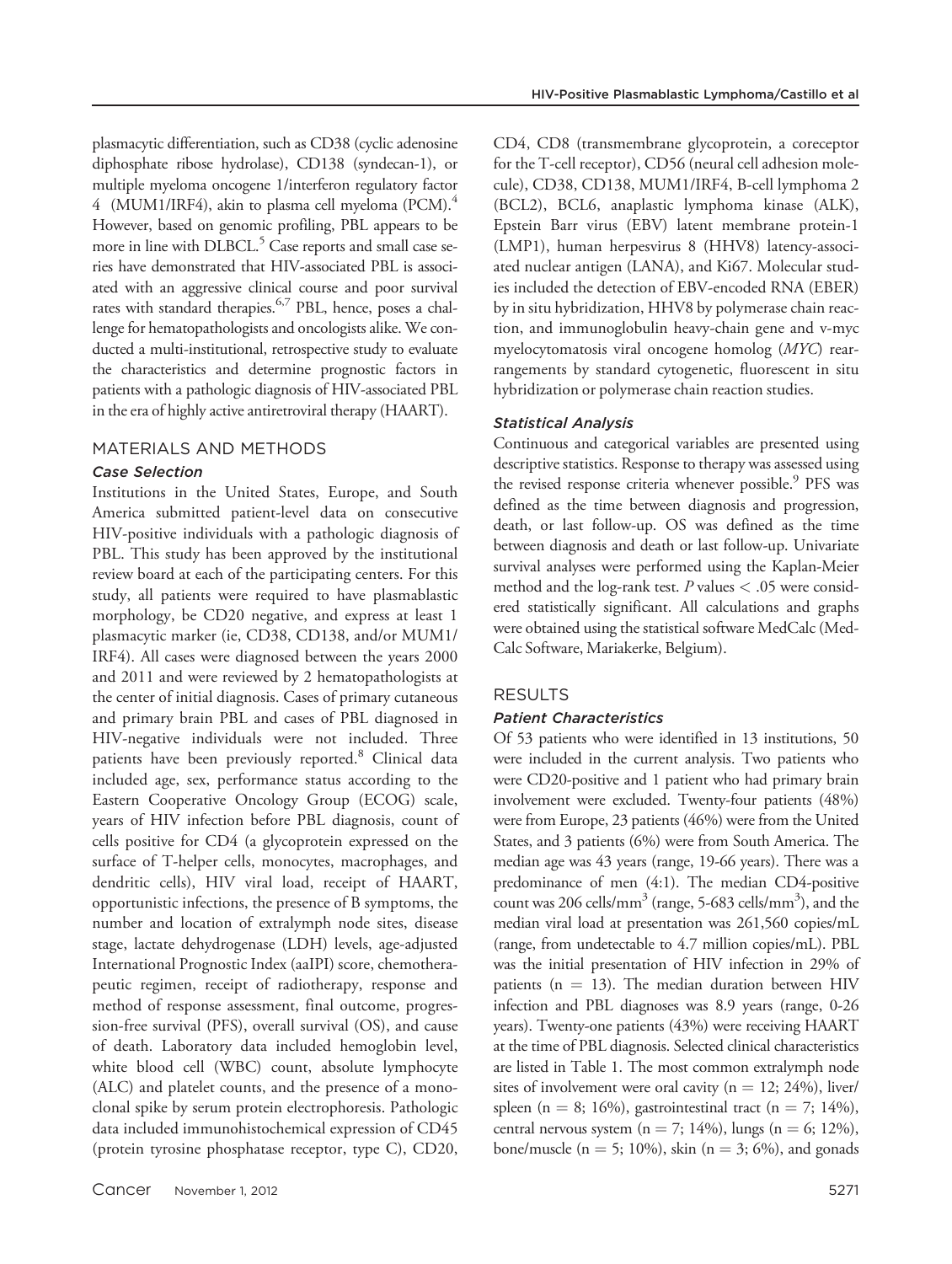plasmacytic differentiation, such as CD38 (cyclic adenosine diphosphate ribose hydrolase), CD138 (syndecan-1), or multiple myeloma oncogene 1/interferon regulatory factor 4 (MUM1/IRF4), akin to plasma cell myeloma (PCM).[4] However, based on genomic profiling, PBL appears to be more in line with DLBCL.[5] Case reports and small case series have demonstrated that HIV-associated PBL is associated with an aggressive clinical course and poor survival rates with standard therapies.[6,7] PBL, hence, poses a challenge for hematopathologists and oncologists alike. We conducted a multi-institutional, retrospective study to evaluate the characteristics and determine prognostic factors in patients with a pathologic diagnosis of HIV-associated PBL in the era of highly active antiretroviral therapy (HAART).

## MATERIALS AND METHODS

### Case Selection

Institutions in the United States, Europe, and South America submitted patient-level data on consecutive HIV-positive individuals with a pathologic diagnosis of PBL. This study has been approved by the institutional review board at each of the participating centers. For this study, all patients were required to have plasmablastic morphology, be CD20 negative, and express at least 1 plasmacytic marker (ie, CD38, CD138, and/or MUM1/IRF4). All cases were diagnosed between the years 2000 and 2011 and were reviewed by 2 hematopathologists at the center of initial diagnosis. Cases of primary cutaneous and primary brain PBL and cases of PBL diagnosed in HIV-negative individuals were not included. Three patients have been previously reported.[8] Clinical data included age, sex, performance status according to the Eastern Cooperative Oncology Group (ECOG) scale, years of HIV infection before PBL diagnosis, count of cells positive for CD4 (a glycoprotein expressed on the surface of T-helper cells, monocytes, macrophages, and dendritic cells), HIV viral load, receipt of HAART, opportunistic infections, the presence of B symptoms, the number and location of extralymph node sites, disease stage, lactate dehydrogenase (LDH) levels, age-adjusted International Prognostic Index (aaIPI) score, chemotherapeutic regimen, receipt of radiotherapy, response and method of response assessment, final outcome, progression-free survival (PFS), overall survival (OS), and cause of death. Laboratory data included hemoglobin level, white blood cell (WBC) count, absolute lymphocyte (ALC) and platelet counts, and the presence of a monoclonal spike by serum protein electrophoresis. Pathologic data included immunohistochemical expression of CD45 (protein tyrosine phosphatase receptor, type C), CD20, CD4, CD8 (transmembrane glycoprotein, a coreceptor for the T-cell receptor), CD56 (neural cell adhesion molecule), CD38, CD138, MUM1/IRF4, B-cell lymphoma 2 (BCL2), BCL6, anaplastic lymphoma kinase (ALK), Epstein Barr virus (EBV) latent membrane protein-1 (LMP1), human herpesvirus 8 (HHV8) latency-associated nuclear antigen (LANA), and Ki67. Molecular studies included the detection of EBV-encoded RNA (EBER) by in situ hybridization, HHV8 by polymerase chain reaction, and immunoglobulin heavy-chain gene and v-myc myelocytomatosis viral oncogene homolog (*MYC*) rearrangements by standard cytogenetic, fluorescent in situ hybridization or polymerase chain reaction studies.

### Statistical Analysis

Continuous and categorical variables are presented using descriptive statistics. Response to therapy was assessed using the revised response criteria whenever possible.[9] PFS was defined as the time between diagnosis and progression, death, or last follow-up. OS was defined as the time between diagnosis and death or last follow-up. Univariate survival analyses were performed using the Kaplan-Meier method and the log-rank test. $P$ values $< .05$ were considered statistically significant. All calculations and graphs were obtained using the statistical software MedCalc (MedCalc Software, Mariakerke, Belgium).

## RESULTS

### Patient Characteristics

Of 53 patients who were identified in 13 institutions, 50 were included in the current analysis. Two patients who were CD20-positive and 1 patient who had primary brain involvement were excluded. Twenty-four patients (48%) were from Europe, 23 patients (46%) were from the United States, and 3 patients (6%) were from South America. The median age was 43 years (range, 19-66 years). There was a predominance of men (4:1). The median CD4-positive count was 206 cells/mm$^3$ (range, 5-683 cells/mm$^3$), and the median viral load at presentation was 261,560 copies/mL (range, from undetectable to 4.7 million copies/mL). PBL was the initial presentation of HIV infection in 29% of patients (n = 13). The median duration between HIV infection and PBL diagnoses was 8.9 years (range, 0-26 years). Twenty-one patients (43%) were receiving HAART at the time of PBL diagnosis. Selected clinical characteristics are listed in Table 1. The most common extralymph node sites of involvement were oral cavity (n = 12; 24%), liver/spleen (n = 8; 16%), gastrointestinal tract (n = 7; 14%), central nervous system (n = 7; 14%), lungs (n = 6; 12%), bone/muscle (n = 5; 10%), skin (n = 3; 6%), and gonads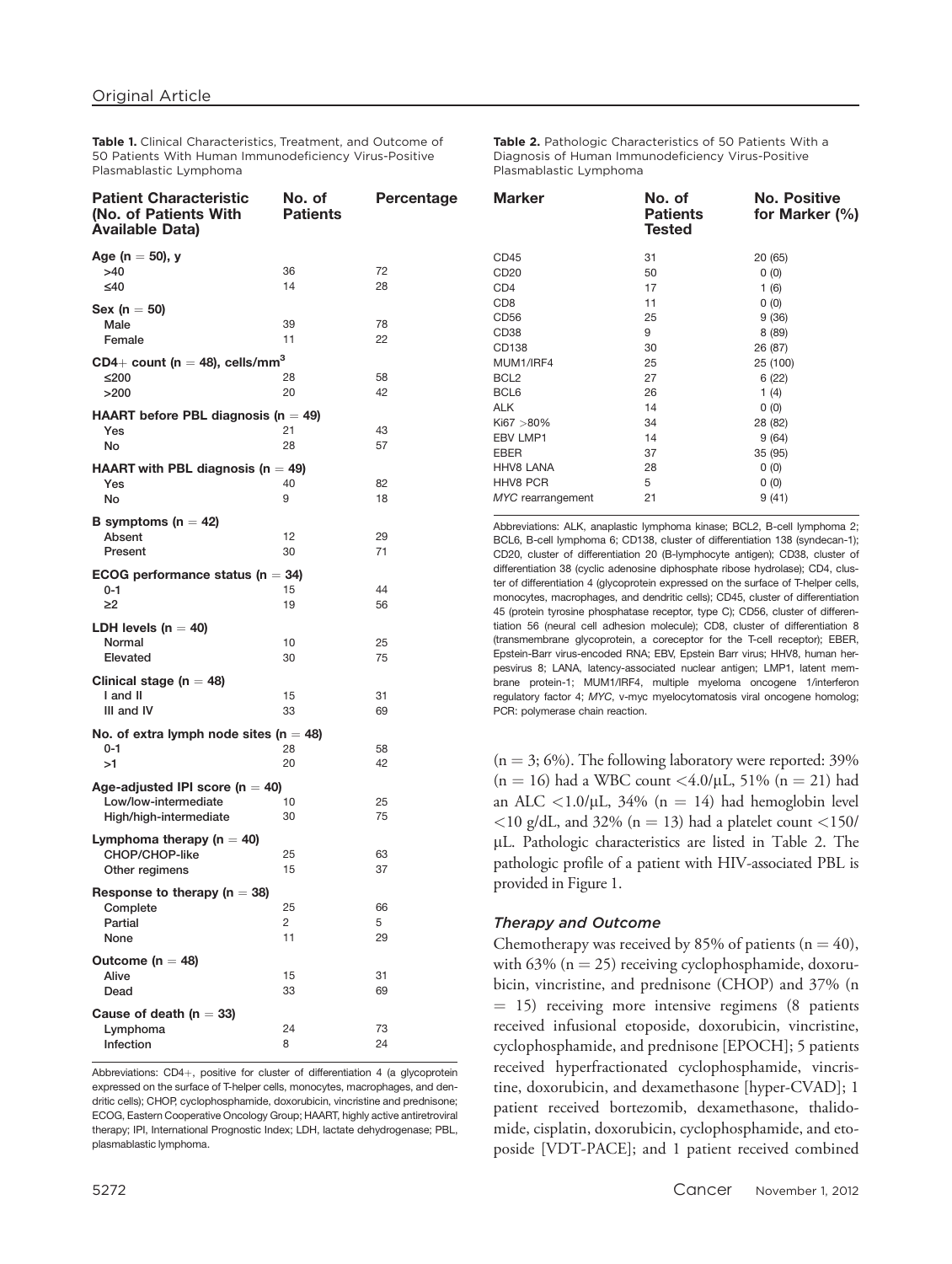**Table 1.** Clinical Characteristics, Treatment, and Outcome of 50 Patients With Human Immunodeficiency Virus-Positive Plasmablastic Lymphoma

| Patient Characteristic (No. of Patients With Available Data) | No. of Patients | Percentage |
|---|---|---|
| **Age (n = 50), y** | | |
| >40 | 36 | 72 |
| ≤40 | 14 | 28 |
| **Sex (n = 50)** | | |
| Male | 39 | 78 |
| Female | 11 | 22 |
| **CD4+ count (n = 48), cells/mm$^3$** | | |
| ≤200 | 28 | 58 |
| >200 | 20 | 42 |
| **HAART before PBL diagnosis (n = 49)** | | |
| Yes | 21 | 43 |
| No | 28 | 57 |
| **HAART with PBL diagnosis (n = 49)** | | |
| Yes | 40 | 82 |
| No | 9 | 18 |
| **B symptoms (n = 42)** | | |
| Absent | 12 | 29 |
| Present | 30 | 71 |
| **ECOG performance status (n = 34)** | | |
| 0-1 | 15 | 44 |
| ≥2 | 19 | 56 |
| **LDH levels (n = 40)** | | |
| Normal | 10 | 25 |
| Elevated | 30 | 75 |
| **Clinical stage (n = 48)** | | |
| I and II | 15 | 31 |
| III and IV | 33 | 69 |
| **No. of extra lymph node sites (n = 48)** | | |
| 0-1 | 28 | 58 |
| >1 | 20 | 42 |
| **Age-adjusted IPI score (n = 40)** | | |
| Low/low-intermediate | 10 | 25 |
| High/high-intermediate | 30 | 75 |
| **Lymphoma therapy (n = 40)** | | |
| CHOP/CHOP-like | 25 | 63 |
| Other regimens | 15 | 37 |
| **Response to therapy (n = 38)** | | |
| Complete | 25 | 66 |
| Partial | 2 | 5 |
| None | 11 | 29 |
| **Outcome (n = 48)** | | |
| Alive | 15 | 31 |
| Dead | 33 | 69 |
| **Cause of death (n = 33)** | | |
| Lymphoma | 24 | 73 |
| Infection | 8 | 24 |

Abbreviations: CD4+, positive for cluster of differentiation 4 (a glycoprotein expressed on the surface of T-helper cells, monocytes, macrophages, and dendritic cells); CHOP, cyclophosphamide, doxorubicin, vincristine and prednisone; ECOG, Eastern Cooperative Oncology Group; HAART, highly active antiretroviral therapy; IPI, International Prognostic Index; LDH, lactate dehydrogenase; PBL, plasmablastic lymphoma.

**Table 2.** Pathologic Characteristics of 50 Patients With a Diagnosis of Human Immunodeficiency Virus-Positive Plasmablastic Lymphoma

| Marker | No. of Patients Tested | No. Positive for Marker (%) |
|---|---|---|
| CD45 | 31 | 20 (65) |
| CD20 | 50 | 0 (0) |
| CD4 | 17 | 1 (6) |
| CD8 | 11 | 0 (0) |
| CD56 | 25 | 9 (36) |
| CD38 | 9 | 8 (89) |
| CD138 | 30 | 26 (87) |
| MUM1/IRF4 | 25 | 25 (100) |
| BCL2 | 27 | 6 (22) |
| BCL6 | 26 | 1 (4) |
| ALK | 14 | 0 (0) |
| Ki67 >80% | 34 | 28 (82) |
| EBV LMP1 | 14 | 9 (64) |
| EBER | 37 | 35 (95) |
| HHV8 LANA | 28 | 0 (0) |
| HHV8 PCR | 5 | 0 (0) |
| *MYC* rearrangement | 21 | 9 (41) |

Abbreviations: ALK, anaplastic lymphoma kinase; BCL2, B-cell lymphoma 2; BCL6, B-cell lymphoma 6; CD138, cluster of differentiation 138 (syndecan-1); CD20, cluster of differentiation 20 (B-lymphocyte antigen); CD38, cluster of differentiation 38 (cyclic adenosine diphosphate ribose hydrolase); CD4, cluster of differentiation 4 (glycoprotein expressed on the surface of T-helper cells, monocytes, macrophages, and dendritic cells); CD45, cluster of differentiation 45 (protein tyrosine phosphatase receptor, type C); CD56, cluster of differentiation 56 (neural cell adhesion molecule); CD8, cluster of differentiation 8 (transmembrane glycoprotein, a coreceptor for the T-cell receptor); EBER, Epstein-Barr virus-encoded RNA; EBV, Epstein Barr virus; HHV8, human herpesvirus 8; LANA, latency-associated nuclear antigen; LMP1, latent membrane protein-1; MUM1/IRF4, multiple myeloma oncogene 1/interferon regulatory factor 4; *MYC*, v-myc myelocytomatosis viral oncogene homolog; PCR: polymerase chain reaction.

(n = 3; 6%). The following laboratory were reported: 39% (n = 16) had a WBC count <4.0/μL, 51% (n = 21) had an ALC <1.0/μL, 34% (n = 14) had hemoglobin level <10 g/dL, and 32% (n = 13) had a platelet count <150/μL. Pathologic characteristics are listed in Table 2. The pathologic profile of a patient with HIV-associated PBL is provided in Figure 1.

### Therapy and Outcome

Chemotherapy was received by 85% of patients (n = 40), with 63% (n = 25) receiving cyclophosphamide, doxorubicin, vincristine, and prednisone (CHOP) and 37% (n = 15) receiving more intensive regimens (8 patients received infusional etoposide, doxorubicin, vincristine, cyclophosphamide, and prednisone [EPOCH]; 5 patients received hyperfractionated cyclophosphamide, vincristine, doxorubicin, and dexamethasone [hyper-CVAD]; 1 patient received bortezomib, dexamethasone, thalidomide, cisplatin, doxorubicin, cyclophosphamide, and etoposide [VDT-PACE]; and 1 patient received combined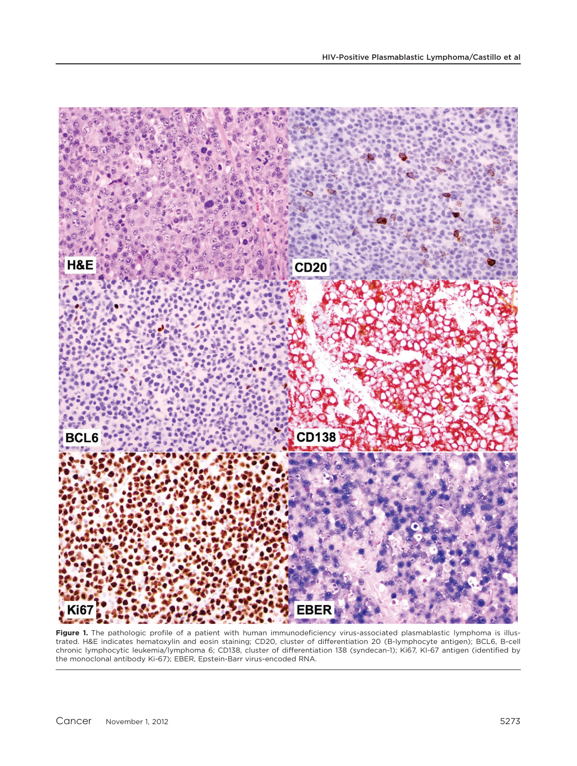**Figure 1.** The pathologic profile of a patient with human immunodeficiency virus-associated plasmablastic lymphoma is illustrated. H&E indicates hematoxylin and eosin staining; CD20, cluster of differentiation 20 (B-lymphocyte antigen); BCL6, B-cell chronic lymphocytic leukemia/lymphoma 6; CD138, cluster of differentiation 138 (syndecan-1); Ki67, KI-67 antigen (identified by the monoclonal antibody Ki-67); EBER, Epstein-Barr virus-encoded RNA.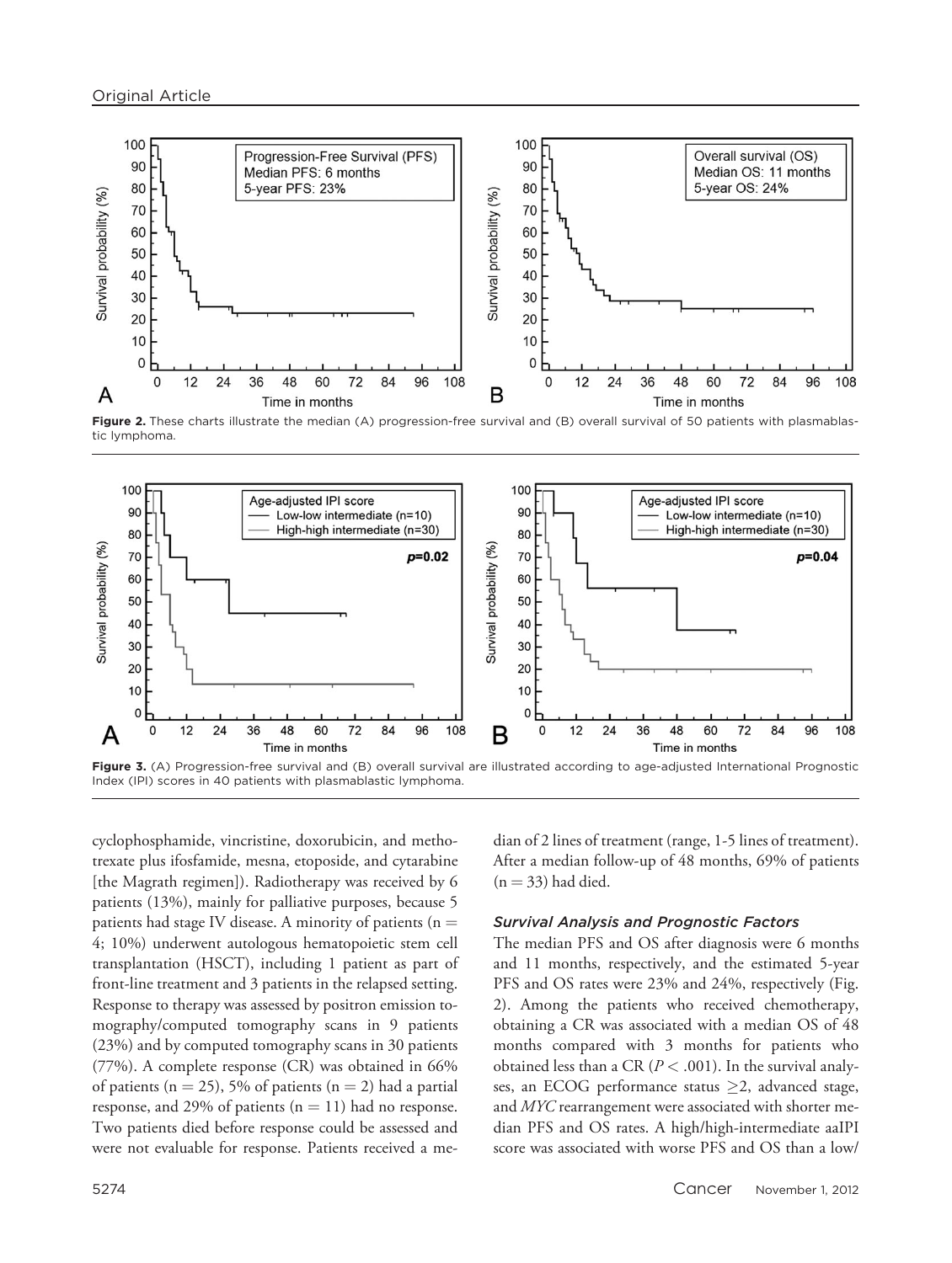Figure 2. These charts illustrate the median (A) progression-free survival and (B) overall survival of 50 patients with plasmablastic lymphoma.

Figure 3. (A) Progression-free survival and (B) overall survival are illustrated according to age-adjusted International Prognostic Index (IPI) scores in 40 patients with plasmablastic lymphoma.

cyclophosphamide, vincristine, doxorubicin, and methotrexate plus ifosfamide, mesna, etoposide, and cytarabine [the Magrath regimen]). Radiotherapy was received by 6 patients (13%), mainly for palliative purposes, because 5 patients had stage IV disease. A minority of patients (n = 4; 10%) underwent autologous hematopoietic stem cell transplantation (HSCT), including 1 patient as part of front-line treatment and 3 patients in the relapsed setting. Response to therapy was assessed by positron emission tomography/computed tomography scans in 9 patients (23%) and by computed tomography scans in 30 patients (77%). A complete response (CR) was obtained in 66% of patients (n = 25), 5% of patients (n = 2) had a partial response, and 29% of patients (n = 11) had no response. Two patients died before response could be assessed and were not evaluable for response. Patients received a median of 2 lines of treatment (range, 1-5 lines of treatment). After a median follow-up of 48 months, 69% of patients (n = 33) had died.

### *Survival Analysis and Prognostic Factors*

The median PFS and OS after diagnosis were 6 months and 11 months, respectively, and the estimated 5-year PFS and OS rates were 23% and 24%, respectively (Fig. 2). Among the patients who received chemotherapy, obtaining a CR was associated with a median OS of 48 months compared with 3 months for patients who obtained less than a CR ($P < .001$). In the survival analyses, an ECOG performance status $\geq 2$, advanced stage, and *MYC* rearrangement were associated with shorter median PFS and OS rates. A high/high-intermediate aaIPI score was associated with worse PFS and OS than a low/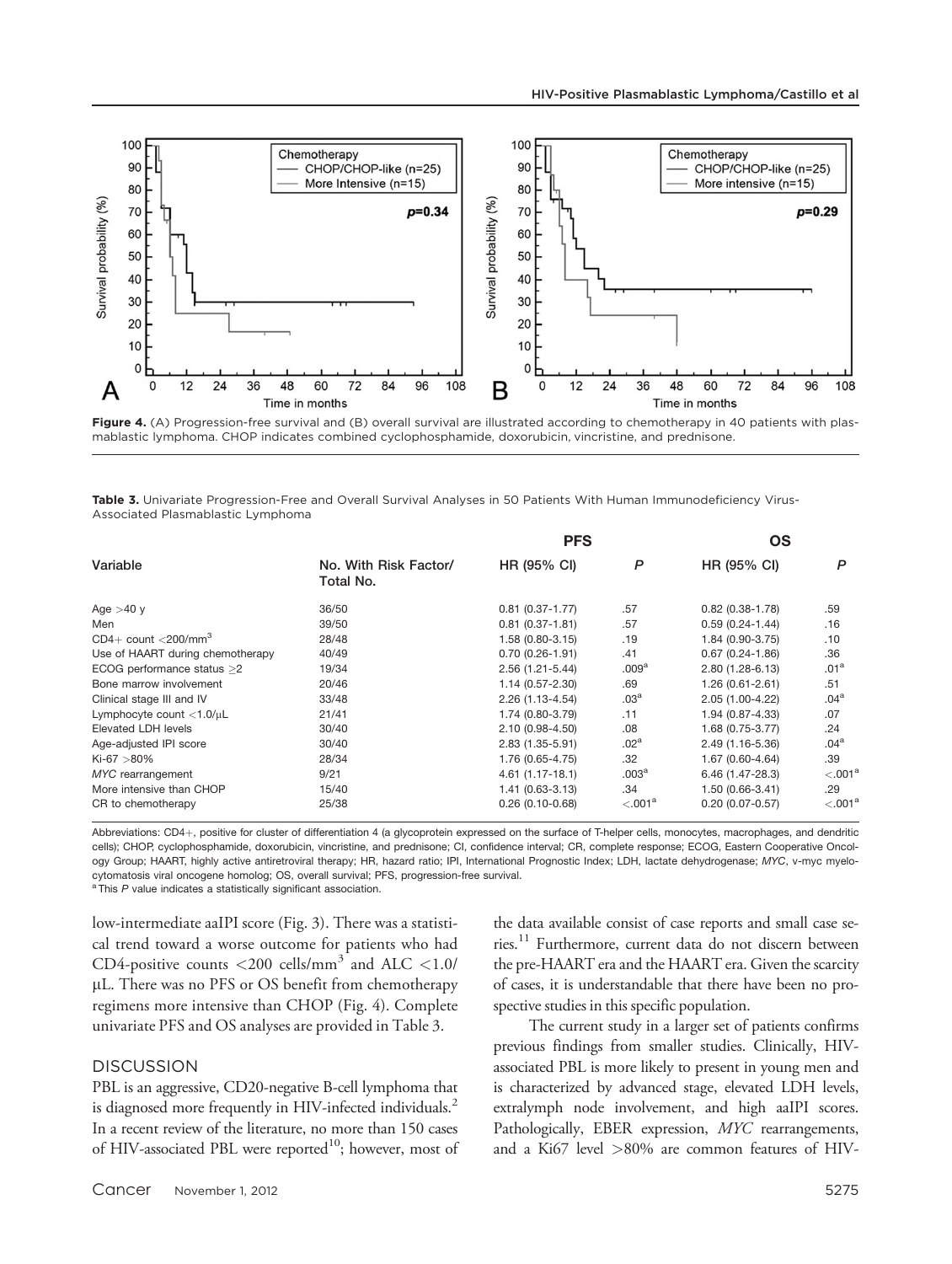**Figure 4.** (A) Progression-free survival and (B) overall survival are illustrated according to chemotherapy in 40 patients with plasmablastic lymphoma. CHOP indicates combined cyclophosphamide, doxorubicin, vincristine, and prednisone.

**Table 3.** Univariate Progression-Free and Overall Survival Analyses in 50 Patients With Human Immunodeficiency Virus-Associated Plasmablastic Lymphoma

| Variable | No. With Risk Factor/ Total No. | PFS | | OS | |
|---|---|---|---|---|---|
| | | HR (95% CI) | *P* | HR (95% CI) | *P* |
| Age >40 y | 36/50 | 0.81 (0.37-1.77) | .57 | 0.82 (0.38-1.78) | .59 |
| Men | 39/50 | 0.81 (0.37-1.81) | .57 | 0.59 (0.24-1.44) | .16 |
| CD4+ count <200/mm$^3$ | 28/48 | 1.58 (0.80-3.15) | .19 | 1.84 (0.90-3.75) | .10 |
| Use of HAART during chemotherapy | 40/49 | 0.70 (0.26-1.91) | .41 | 0.67 (0.24-1.86) | .36 |
| ECOG performance status ≥2 | 19/34 | 2.56 (1.21-5.44) | .009[a] | 2.80 (1.28-6.13) | .01[a] |
| Bone marrow involvement | 20/46 | 1.14 (0.57-2.30) | .69 | 1.26 (0.61-2.61) | .51 |
| Clinical stage III and IV | 33/48 | 2.26 (1.13-4.54) | .03[a] | 2.05 (1.00-4.22) | .04[a] |
| Lymphocyte count <1.0/μL | 21/41 | 1.74 (0.80-3.79) | .11 | 1.94 (0.87-4.33) | .07 |
| Elevated LDH levels | 30/40 | 2.10 (0.98-4.50) | .08 | 1.68 (0.75-3.77) | .24 |
| Age-adjusted IPI score | 30/40 | 2.83 (1.35-5.91) | .02[a] | 2.49 (1.16-5.36) | .04[a] |
| Ki-67 >80% | 28/34 | 1.76 (0.65-4.75) | .32 | 1.67 (0.60-4.64) | .39 |
| *MYC* rearrangement | 9/21 | 4.61 (1.17-18.1) | .003[a] | 6.46 (1.47-28.3) | <.001[a] |
| More intensive than CHOP | 15/40 | 1.41 (0.63-3.13) | .34 | 1.50 (0.66-3.41) | .29 |
| CR to chemotherapy | 25/38 | 0.26 (0.10-0.68) | <.001[a] | 0.20 (0.07-0.57) | <.001[a] |

Abbreviations: CD4+, positive for cluster of differentiation 4 (a glycoprotein expressed on the surface of T-helper cells, monocytes, macrophages, and dendritic cells); CHOP, cyclophosphamide, doxorubicin, vincristine, and prednisone; CI, confidence interval; CR, complete response; ECOG, Eastern Cooperative Oncology Group; HAART, highly active antiretroviral therapy; HR, hazard ratio; IPI, International Prognostic Index; LDH, lactate dehydrogenase; *MYC*, v-myc myelocytomatosis viral oncogene homolog; OS, overall survival; PFS, progression-free survival.

[a] This *P* value indicates a statistically significant association.

low-intermediate aaIPI score (Fig. 3). There was a statistical trend toward a worse outcome for patients who had CD4-positive counts <200 cells/mm$^3$ and ALC <1.0/μL. There was no PFS or OS benefit from chemotherapy regimens more intensive than CHOP (Fig. 4). Complete univariate PFS and OS analyses are provided in Table 3.

## DISCUSSION

PBL is an aggressive, CD20-negative B-cell lymphoma that is diagnosed more frequently in HIV-infected individuals.[2] In a recent review of the literature, no more than 150 cases of HIV-associated PBL were reported[10]; however, most of the data available consist of case reports and small case series.[11] Furthermore, current data do not discern between the pre-HAART era and the HAART era. Given the scarcity of cases, it is understandable that there have been no prospective studies in this specific population.

The current study in a larger set of patients confirms previous findings from smaller studies. Clinically, HIV-associated PBL is more likely to present in young men and is characterized by advanced stage, elevated LDH levels, extralymph node involvement, and high aaIPI scores. Pathologically, EBER expression, *MYC* rearrangements, and a Ki67 level >80% are common features of HIV-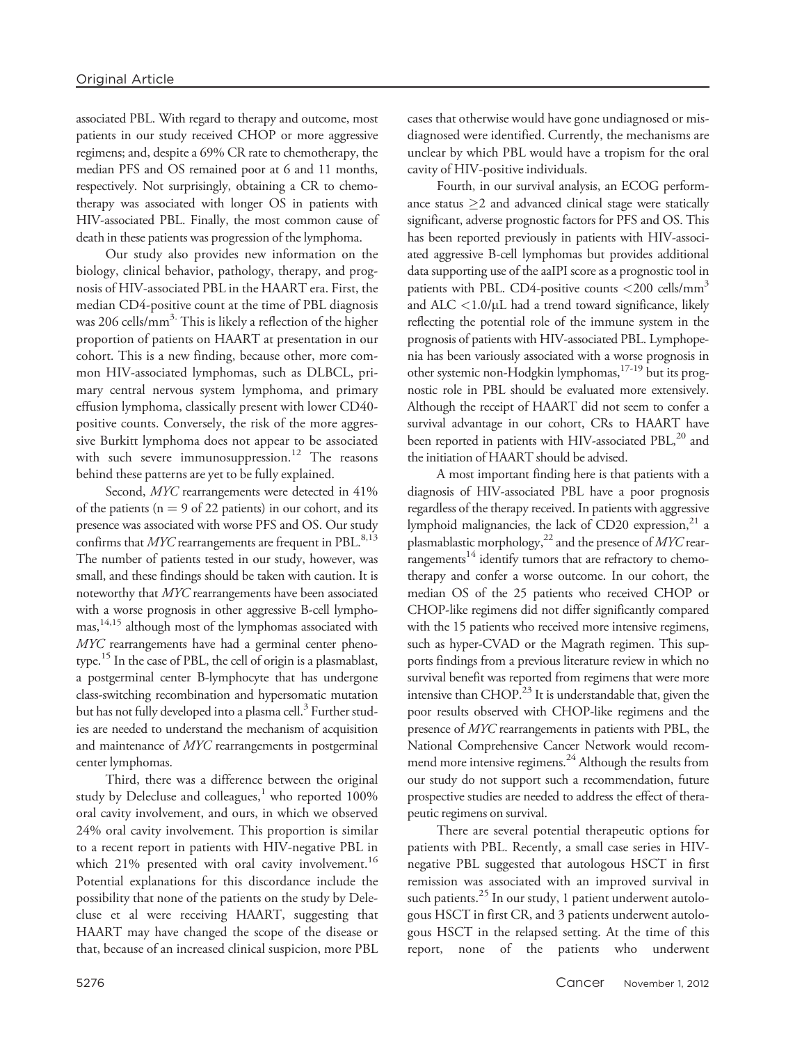associated PBL. With regard to therapy and outcome, most patients in our study received CHOP or more aggressive regimens; and, despite a 69% CR rate to chemotherapy, the median PFS and OS remained poor at 6 and 11 months, respectively. Not surprisingly, obtaining a CR to chemotherapy was associated with longer OS in patients with HIV-associated PBL. Finally, the most common cause of death in these patients was progression of the lymphoma.

Our study also provides new information on the biology, clinical behavior, pathology, therapy, and prognosis of HIV-associated PBL in the HAART era. First, the median CD4-positive count at the time of PBL diagnosis was 206 cells/mm$^3$. This is likely a reflection of the higher proportion of patients on HAART at presentation in our cohort. This is a new finding, because other, more common HIV-associated lymphomas, such as DLBCL, primary central nervous system lymphoma, and primary effusion lymphoma, classically present with lower CD40-positive counts. Conversely, the risk of the more aggressive Burkitt lymphoma does not appear to be associated with such severe immunosuppression.[12] The reasons behind these patterns are yet to be fully explained.

Second, *MYC* rearrangements were detected in 41% of the patients (n = 9 of 22 patients) in our cohort, and its presence was associated with worse PFS and OS. Our study confirms that *MYC* rearrangements are frequent in PBL.[8,13] The number of patients tested in our study, however, was small, and these findings should be taken with caution. It is noteworthy that *MYC* rearrangements have been associated with a worse prognosis in other aggressive B-cell lymphomas,[14,15] although most of the lymphomas associated with *MYC* rearrangements have had a germinal center phenotype.[15] In the case of PBL, the cell of origin is a plasmablast, a postgerminal center B-lymphocyte that has undergone class-switching recombination and hypersomatic mutation but has not fully developed into a plasma cell.[3] Further studies are needed to understand the mechanism of acquisition and maintenance of *MYC* rearrangements in postgerminal center lymphomas.

Third, there was a difference between the original study by Delecluse and colleagues,[1] who reported 100% oral cavity involvement, and ours, in which we observed 24% oral cavity involvement. This proportion is similar to a recent report in patients with HIV-negative PBL in which 21% presented with oral cavity involvement.[16] Potential explanations for this discordance include the possibility that none of the patients on the study by Delecluse et al were receiving HAART, suggesting that HAART may have changed the scope of the disease or that, because of an increased clinical suspicion, more PBL cases that otherwise would have gone undiagnosed or misdiagnosed were identified. Currently, the mechanisms are unclear by which PBL would have a tropism for the oral cavity of HIV-positive individuals.

Fourth, in our survival analysis, an ECOG performance status $\geq$2 and advanced clinical stage were statically significant, adverse prognostic factors for PFS and OS. This has been reported previously in patients with HIV-associated aggressive B-cell lymphomas but provides additional data supporting use of the aaIPI score as a prognostic tool in patients with PBL. CD4-positive counts <200 cells/mm$^3$ and ALC <1.0/μL had a trend toward significance, likely reflecting the potential role of the immune system in the prognosis of patients with HIV-associated PBL. Lymphopenia has been variously associated with a worse prognosis in other systemic non-Hodgkin lymphomas,[17-19] but its prognostic role in PBL should be evaluated more extensively. Although the receipt of HAART did not seem to confer a survival advantage in our cohort, CRs to HAART have been reported in patients with HIV-associated PBL,[20] and the initiation of HAART should be advised.

A most important finding here is that patients with a diagnosis of HIV-associated PBL have a poor prognosis regardless of the therapy received. In patients with aggressive lymphoid malignancies, the lack of CD20 expression,[21] a plasmablastic morphology,[22] and the presence of *MYC* rearrangements[14] identify tumors that are refractory to chemotherapy and confer a worse outcome. In our cohort, the median OS of the 25 patients who received CHOP or CHOP-like regimens did not differ significantly compared with the 15 patients who received more intensive regimens, such as hyper-CVAD or the Magrath regimen. This supports findings from a previous literature review in which no survival benefit was reported from regimens that were more intensive than CHOP.[23] It is understandable that, given the poor results observed with CHOP-like regimens and the presence of *MYC* rearrangements in patients with PBL, the National Comprehensive Cancer Network would recommend more intensive regimens.[24] Although the results from our study do not support such a recommendation, future prospective studies are needed to address the effect of therapeutic regimens on survival.

There are several potential therapeutic options for patients with PBL. Recently, a small case series in HIV-negative PBL suggested that autologous HSCT in first remission was associated with an improved survival in such patients.[25] In our study, 1 patient underwent autologous HSCT in first CR, and 3 patients underwent autologous HSCT in the relapsed setting. At the time of this report, none of the patients who underwent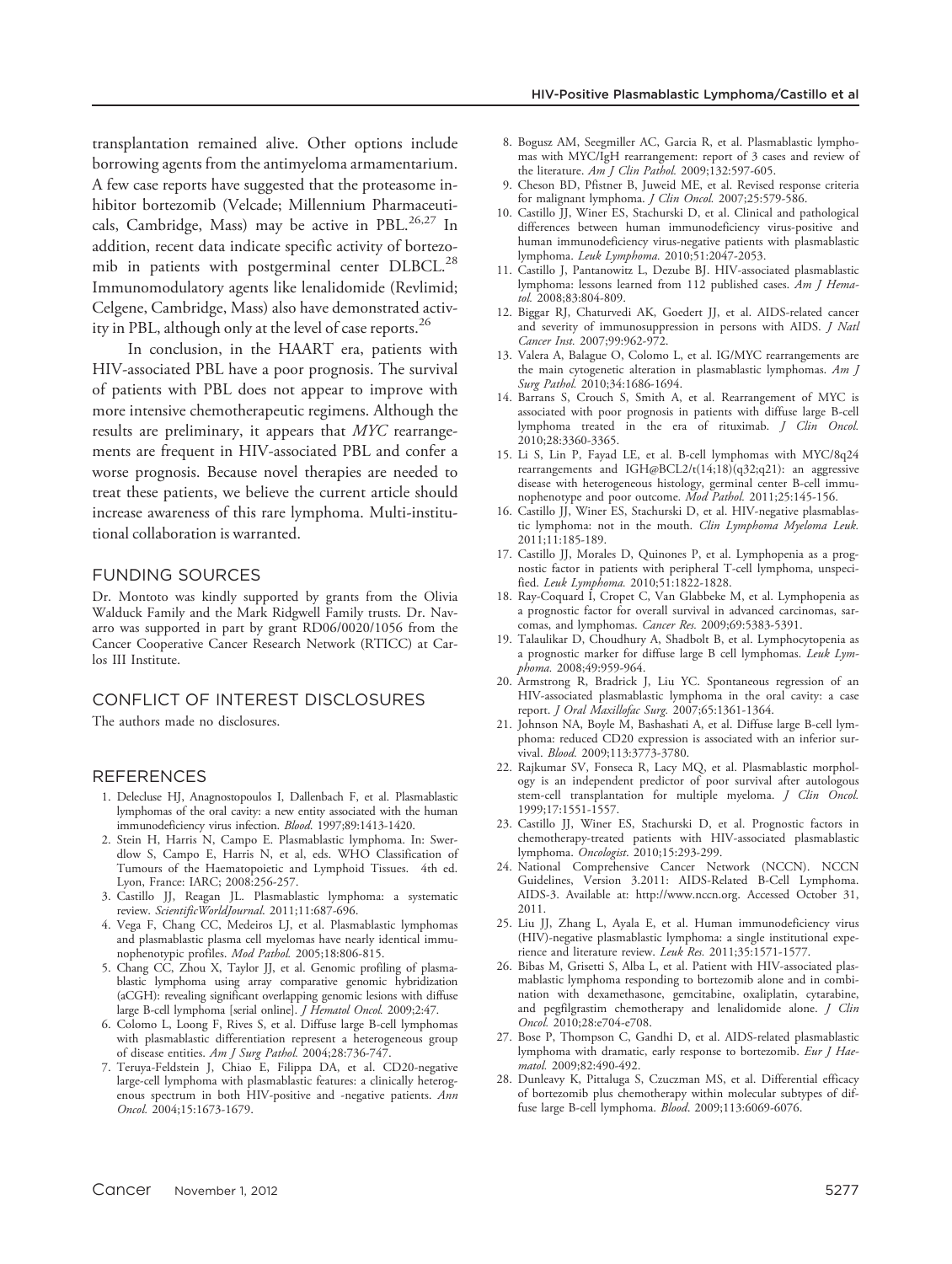transplantation remained alive. Other options include borrowing agents from the antimyeloma armamentarium. A few case reports have suggested that the proteasome inhibitor bortezomib (Velcade; Millennium Pharmaceuticals, Cambridge, Mass) may be active in PBL.[26,27] In addition, recent data indicate specific activity of bortezomib in patients with postgerminal center DLBCL.[28] Immunomodulatory agents like lenalidomide (Revlimid; Celgene, Cambridge, Mass) also have demonstrated activity in PBL, although only at the level of case reports.[26]

In conclusion, in the HAART era, patients with HIV-associated PBL have a poor prognosis. The survival of patients with PBL does not appear to improve with more intensive chemotherapeutic regimens. Although the results are preliminary, it appears that *MYC* rearrangements are frequent in HIV-associated PBL and confer a worse prognosis. Because novel therapies are needed to treat these patients, we believe the current article should increase awareness of this rare lymphoma. Multi-institutional collaboration is warranted.

## FUNDING SOURCES

Dr. Montoto was kindly supported by grants from the Olivia Walduck Family and the Mark Ridgwell Family trusts. Dr. Navarro was supported in part by grant RD06/0020/1056 from the Cancer Cooperative Cancer Research Network (RTICC) at Carlos III Institute.

## CONFLICT OF INTEREST DISCLOSURES

The authors made no disclosures.

## REFERENCES

1. Delecluse HJ, Anagnostopoulos I, Dallenbach F, et al. Plasmablastic lymphomas of the oral cavity: a new entity associated with the human immunodeficiency virus infection. *Blood.* 1997;89:1413-1420.
2. Stein H, Harris N, Campo E. Plasmablastic lymphoma. In: Swerdlow S, Campo E, Harris N, et al, eds. WHO Classification of Tumours of the Haematopoietic and Lymphoid Tissues. 4th ed. Lyon, France: IARC; 2008:256-257.
3. Castillo JJ, Reagan JL. Plasmablastic lymphoma: a systematic review. *ScientificWorldJournal.* 2011;11:687-696.
4. Vega F, Chang CC, Medeiros LJ, et al. Plasmablastic lymphomas and plasmablastic plasma cell myelomas have nearly identical immunophenotypic profiles. *Mod Pathol.* 2005;18:806-815.
5. Chang CC, Zhou X, Taylor JJ, et al. Genomic profiling of plasmablastic lymphoma using array comparative genomic hybridization (aCGH): revealing significant overlapping genomic lesions with diffuse large B-cell lymphoma [serial online]. *J Hematol Oncol.* 2009;2:47.
6. Colomo L, Loong F, Rives S, et al. Diffuse large B-cell lymphomas with plasmablastic differentiation represent a heterogeneous group of disease entities. *Am J Surg Pathol.* 2004;28:736-747.
7. Teruya-Feldstein J, Chiao E, Filippa DA, et al. CD20-negative large-cell lymphoma with plasmablastic features: a clinically heterogenous spectrum in both HIV-positive and -negative patients. *Ann Oncol.* 2004;15:1673-1679.
8. Bogusz AM, Seegmiller AC, Garcia R, et al. Plasmablastic lymphomas with MYC/IgH rearrangement: report of 3 cases and review of the literature. *Am J Clin Pathol.* 2009;132:597-605.
9. Cheson BD, Pfistner B, Juweid ME, et al. Revised response criteria for malignant lymphoma. *J Clin Oncol.* 2007;25:579-586.
10. Castillo JJ, Winer ES, Stachurski D, et al. Clinical and pathological differences between human immunodeficiency virus-positive and human immunodeficiency virus-negative patients with plasmablastic lymphoma. *Leuk Lymphoma.* 2010;51:2047-2053.
11. Castillo J, Pantanowitz L, Dezube BJ. HIV-associated plasmablastic lymphoma: lessons learned from 112 published cases. *Am J Hematol.* 2008;83:804-809.
12. Biggar RJ, Chaturvedi AK, Goedert JJ, et al. AIDS-related cancer and severity of immunosuppression in persons with AIDS. *J Natl Cancer Inst.* 2007;99:962-972.
13. Valera A, Balague O, Colomo L, et al. IG/MYC rearrangements are the main cytogenetic alteration in plasmablastic lymphomas. *Am J Surg Pathol.* 2010;34:1686-1694.
14. Barrans S, Crouch S, Smith A, et al. Rearrangement of MYC is associated with poor prognosis in patients with diffuse large B-cell lymphoma treated in the era of rituximab. *J Clin Oncol.* 2010;28:3360-3365.
15. Li S, Lin P, Fayad LE, et al. B-cell lymphomas with MYC/8q24 rearrangements and IGH@BCL2/t(14;18)(q32;q21): an aggressive disease with heterogeneous histology, germinal center B-cell immunophenotype and poor outcome. *Mod Pathol.* 2011;25:145-156.
16. Castillo JJ, Winer ES, Stachurski D, et al. HIV-negative plasmablastic lymphoma: not in the mouth. *Clin Lymphoma Myeloma Leuk.* 2011;11:185-189.
17. Castillo JJ, Morales D, Quinones P, et al. Lymphopenia as a prognostic factor in patients with peripheral T-cell lymphoma, unspecified. *Leuk Lymphoma.* 2010;51:1822-1828.
18. Ray-Coquard I, Cropet C, Van Glabbeke M, et al. Lymphopenia as a prognostic factor for overall survival in advanced carcinomas, sarcomas, and lymphomas. *Cancer Res.* 2009;69:5383-5391.
19. Talaulikar D, Choudhury A, Shadbolt B, et al. Lymphocytopenia as a prognostic marker for diffuse large B cell lymphomas. *Leuk Lymphoma.* 2008;49:959-964.
20. Armstrong R, Bradrick J, Liu YC. Spontaneous regression of an HIV-associated plasmablastic lymphoma in the oral cavity: a case report. *J Oral Maxillofac Surg.* 2007;65:1361-1364.
21. Johnson NA, Boyle M, Bashashati A, et al. Diffuse large B-cell lymphoma: reduced CD20 expression is associated with an inferior survival. *Blood.* 2009;113:3773-3780.
22. Rajkumar SV, Fonseca R, Lacy MQ, et al. Plasmablastic morphology is an independent predictor of poor survival after autologous stem-cell transplantation for multiple myeloma. *J Clin Oncol.* 1999;17:1551-1557.
23. Castillo JJ, Winer ES, Stachurski D, et al. Prognostic factors in chemotherapy-treated patients with HIV-associated plasmablastic lymphoma. *Oncologist.* 2010;15:293-299.
24. National Comprehensive Cancer Network (NCCN). NCCN Guidelines, Version 3.2011: AIDS-Related B-Cell Lymphoma. AIDS-3. Available at: http://www.nccn.org. Accessed October 31, 2011.
25. Liu JJ, Zhang L, Ayala E, et al. Human immunodeficiency virus (HIV)-negative plasmablastic lymphoma: a single institutional experience and literature review. *Leuk Res.* 2011;35:1571-1577.
26. Bibas M, Grisetti S, Alba L, et al. Patient with HIV-associated plasmablastic lymphoma responding to bortezomib alone and in combination with dexamethasone, gemcitabine, oxaliplatin, cytarabine, and pegfilgrastim chemotherapy and lenalidomide alone. *J Clin Oncol.* 2010;28:e704-e708.
27. Bose P, Thompson C, Gandhi D, et al. AIDS-related plasmablastic lymphoma with dramatic, early response to bortezomib. *Eur J Haematol.* 2009;82:490-492.
28. Dunleavy K, Pittaluga S, Czuczman MS, et al. Differential efficacy of bortezomib plus chemotherapy within molecular subtypes of diffuse large B-cell lymphoma. *Blood.* 2009;113:6069-6076.